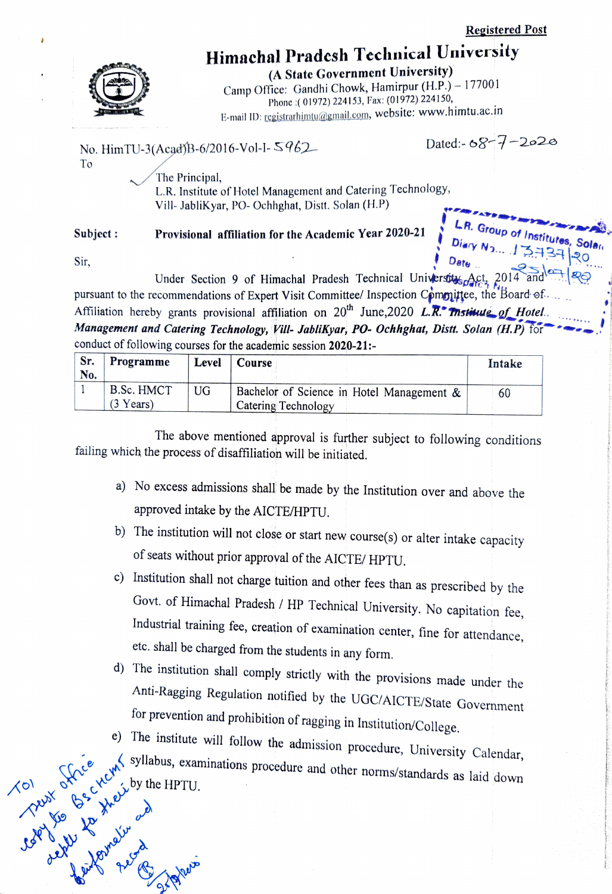**Registered Post**

# Himachal Pradesh Technical University

**(A State Government University)**

Camp Office: Gandhi Chowk, Hamirpur (H.P.) – 177001

Phone :( 01972) 224153, Fax: (01972) 224150,

E-mail ID: registrarhimtu@gmail.com, website: www.himtu.ac.in

No. HimTU-3(Acad)B-6/2016-Vol-I- 5962

Dated:- 08-7-2020

To

The Principal,
L.R. Institute of Hotel Management and Catering Technology,
Vill- JabliKyar, PO- Ochhghat, Distt. Solan (H.P)

L.R. Group of Institutes, Solan
Diary No.... 13737/20
Date 23/07/20

**Subject :** **Provisional affiliation for the Academic Year 2020-21**

Sir,

Under Section 9 of Himachal Pradesh Technical University Act, 2014 and pursuant to the recommendations of Expert Visit Committee/ Inspection Committee, the Board of Affiliation hereby grants provisional affiliation on 20th June,2020 ***L.R. Institute of Hotel Management and Catering Technology, Vill- JabliKyar, PO- Ochhghat, Distt. Solan (H.P)*** for conduct of following courses for the academic session **2020-21**:-

| Sr. No. | Programme | Level | Course | Intake |
|---|---|---|---|---|
| 1 | B.Sc. HMCT (3 Years) | UG | Bachelor of Science in Hotel Management & Catering Technology | 60 |

The above mentioned approval is further subject to following conditions failing which the process of disaffiliation will be initiated.

a) No excess admissions shall be made by the Institution over and above the approved intake by the AICTE/HPTU.

b) The institution will not close or start new course(s) or alter intake capacity of seats without prior approval of the AICTE/ HPTU.

c) Institution shall not charge tuition and other fees than as prescribed by the Govt. of Himachal Pradesh / HP Technical University. No capitation fee, Industrial training fee, creation of examination center, fine for attendance, etc. shall be charged from the students in any form.

d) The institution shall comply strictly with the provisions made under the Anti-Ragging Regulation notified by the UGC/AICTE/State Government for prevention and prohibition of ragging in Institution/College.

e) The institute will follow the admission procedure, University Calendar, syllabus, examinations procedure and other norms/standards as laid down by the HPTU.

To/ Trust office
copy to BScHCMT deptt for their information and record
23/07/20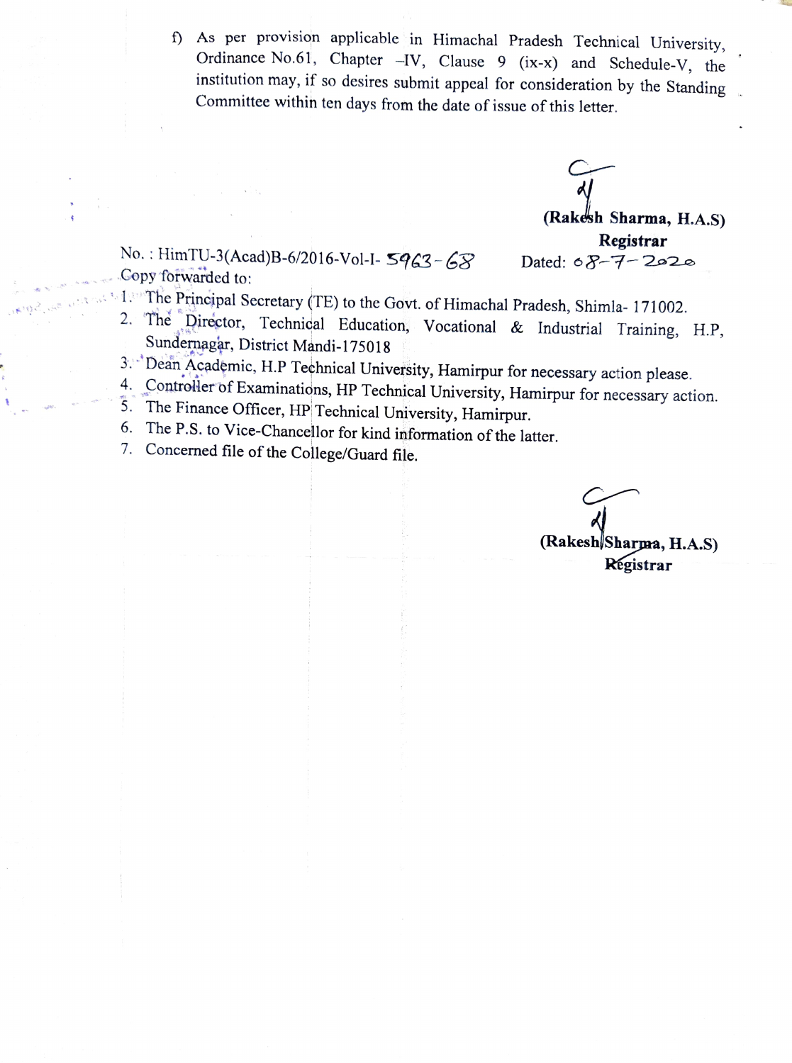f) As per provision applicable in Himachal Pradesh Technical University, Ordinance No.61, Chapter –IV, Clause 9 (ix-x) and Schedule-V, the institution may, if so desires submit appeal for consideration by the Standing Committee within ten days from the date of issue of this letter.

(Rakesh Sharma, H.A.S)
Registrar

No. : HimTU-3(Acad)B-6/2016-Vol-I- 5963-68 Dated: 08-7-2020

Copy forwarded to:

1. The Principal Secretary (TE) to the Govt. of Himachal Pradesh, Shimla- 171002.
2. The Director, Technical Education, Vocational & Industrial Training, H.P, Sundernagar, District Mandi-175018
3. Dean Academic, H.P Technical University, Hamirpur for necessary action please.
4. Controller of Examinations, HP Technical University, Hamirpur for necessary action.
5. The Finance Officer, HP Technical University, Hamirpur.
6. The P.S. to Vice-Chancellor for kind information of the latter.
7. Concerned file of the College/Guard file.

(Rakesh Sharma, H.A.S)
Registrar